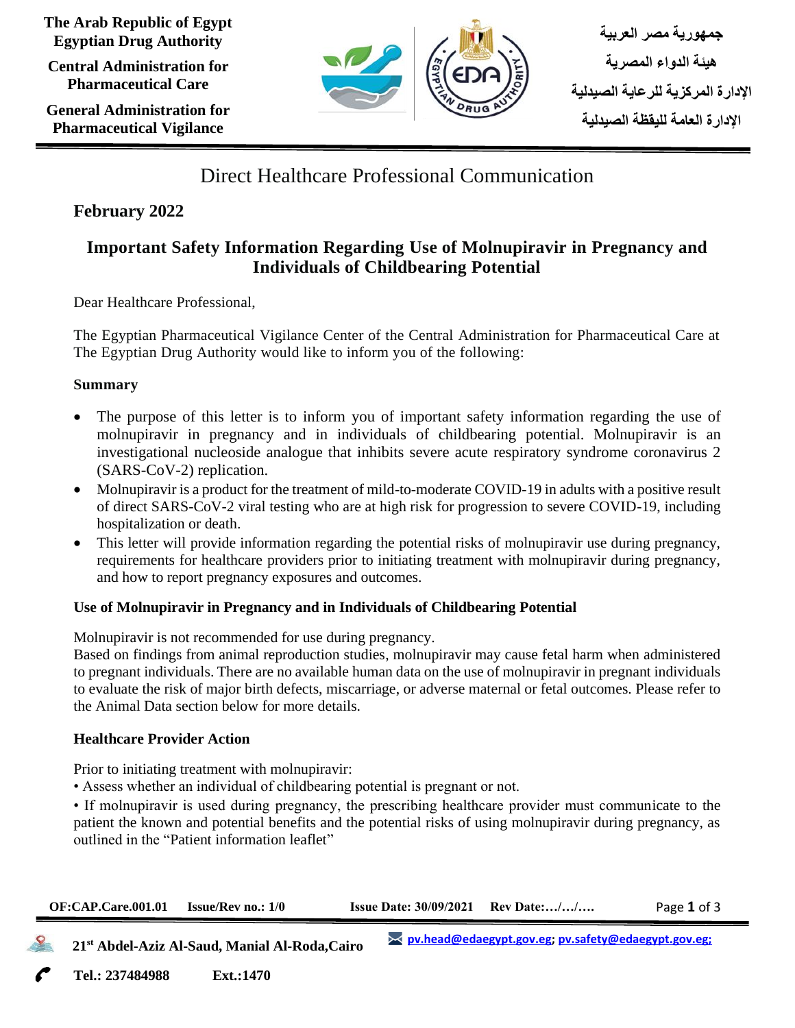The Arab Republic of Egypt
Egyptian Drug Authority

Central Administration for Pharmaceutical Care

General Administration for Pharmaceutical Vigilance

جمهورية مصر العربية
هيئة الدواء المصرية
الإدارة المركزية للرعاية الصيدلية
الإدارة العامة لليقظة الصيدلية

# Direct Healthcare Professional Communication

## February 2022

## Important Safety Information Regarding Use of Molnupiravir in Pregnancy and Individuals of Childbearing Potential

Dear Healthcare Professional,

The Egyptian Pharmaceutical Vigilance Center of the Central Administration for Pharmaceutical Care at The Egyptian Drug Authority would like to inform you of the following:

### Summary

- The purpose of this letter is to inform you of important safety information regarding the use of molnupiravir in pregnancy and in individuals of childbearing potential. Molnupiravir is an investigational nucleoside analogue that inhibits severe acute respiratory syndrome coronavirus 2 (SARS-CoV-2) replication.
- Molnupiravir is a product for the treatment of mild-to-moderate COVID-19 in adults with a positive result of direct SARS-CoV-2 viral testing who are at high risk for progression to severe COVID-19, including hospitalization or death.
- This letter will provide information regarding the potential risks of molnupiravir use during pregnancy, requirements for healthcare providers prior to initiating treatment with molnupiravir during pregnancy, and how to report pregnancy exposures and outcomes.

### Use of Molnupiravir in Pregnancy and in Individuals of Childbearing Potential

Molnupiravir is not recommended for use during pregnancy.
Based on findings from animal reproduction studies, molnupiravir may cause fetal harm when administered to pregnant individuals. There are no available human data on the use of molnupiravir in pregnant individuals to evaluate the risk of major birth defects, miscarriage, or adverse maternal or fetal outcomes. Please refer to the Animal Data section below for more details.

### Healthcare Provider Action

Prior to initiating treatment with molnupiravir:

• Assess whether an individual of childbearing potential is pregnant or not.

• If molnupiravir is used during pregnancy, the prescribing healthcare provider must communicate to the patient the known and potential benefits and the potential risks of using molnupiravir during pregnancy, as outlined in the "Patient information leaflet"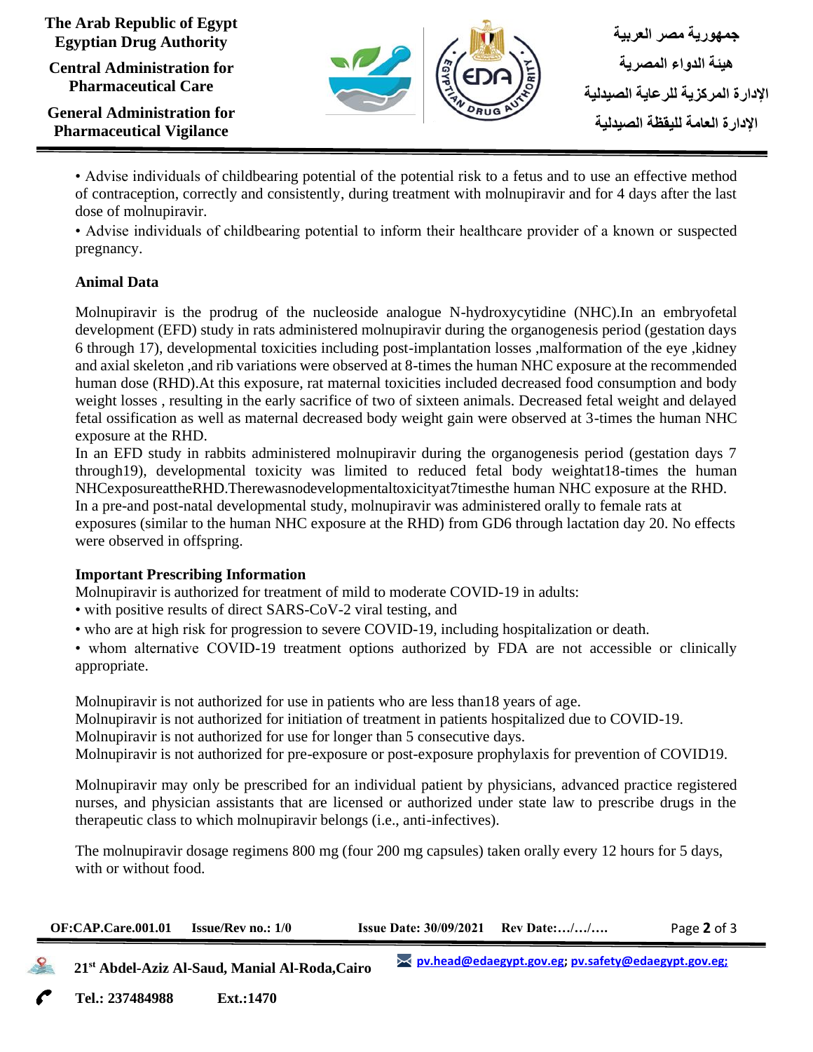• Advise individuals of childbearing potential of the potential risk to a fetus and to use an effective method of contraception, correctly and consistently, during treatment with molnupiravir and for 4 days after the last dose of molnupiravir.

• Advise individuals of childbearing potential to inform their healthcare provider of a known or suspected pregnancy.

**Animal Data**

Molnupiravir is the prodrug of the nucleoside analogue N-hydroxycytidine (NHC).In an embryofetal development (EFD) study in rats administered molnupiravir during the organogenesis period (gestation days 6 through 17), developmental toxicities including post-implantation losses ,malformation of the eye ,kidney and axial skeleton ,and rib variations were observed at 8-times the human NHC exposure at the recommended human dose (RHD).At this exposure, rat maternal toxicities included decreased food consumption and body weight losses , resulting in the early sacrifice of two of sixteen animals. Decreased fetal weight and delayed fetal ossification as well as maternal decreased body weight gain were observed at 3-times the human NHC exposure at the RHD.

In an EFD study in rabbits administered molnupiravir during the organogenesis period (gestation days 7 through19), developmental toxicity was limited to reduced fetal body weightat18-times the human NHCexposureattheRHD.Therewasnodevelopmentaltoxicityat7timesthe human NHC exposure at the RHD.

In a pre-and post-natal developmental study, molnupiravir was administered orally to female rats at exposures (similar to the human NHC exposure at the RHD) from GD6 through lactation day 20. No effects were observed in offspring.

**Important Prescribing Information**

Molnupiravir is authorized for treatment of mild to moderate COVID-19 in adults:

• with positive results of direct SARS-CoV-2 viral testing, and

• who are at high risk for progression to severe COVID-19, including hospitalization or death.

• whom alternative COVID-19 treatment options authorized by FDA are not accessible or clinically appropriate.

Molnupiravir is not authorized for use in patients who are less than18 years of age.
Molnupiravir is not authorized for initiation of treatment in patients hospitalized due to COVID-19.
Molnupiravir is not authorized for use for longer than 5 consecutive days.
Molnupiravir is not authorized for pre-exposure or post-exposure prophylaxis for prevention of COVID19.

Molnupiravir may only be prescribed for an individual patient by physicians, advanced practice registered nurses, and physician assistants that are licensed or authorized under state law to prescribe drugs in the therapeutic class to which molnupiravir belongs (i.e., anti-infectives).

The molnupiravir dosage regimens 800 mg (four 200 mg capsules) taken orally every 12 hours for 5 days, with or without food.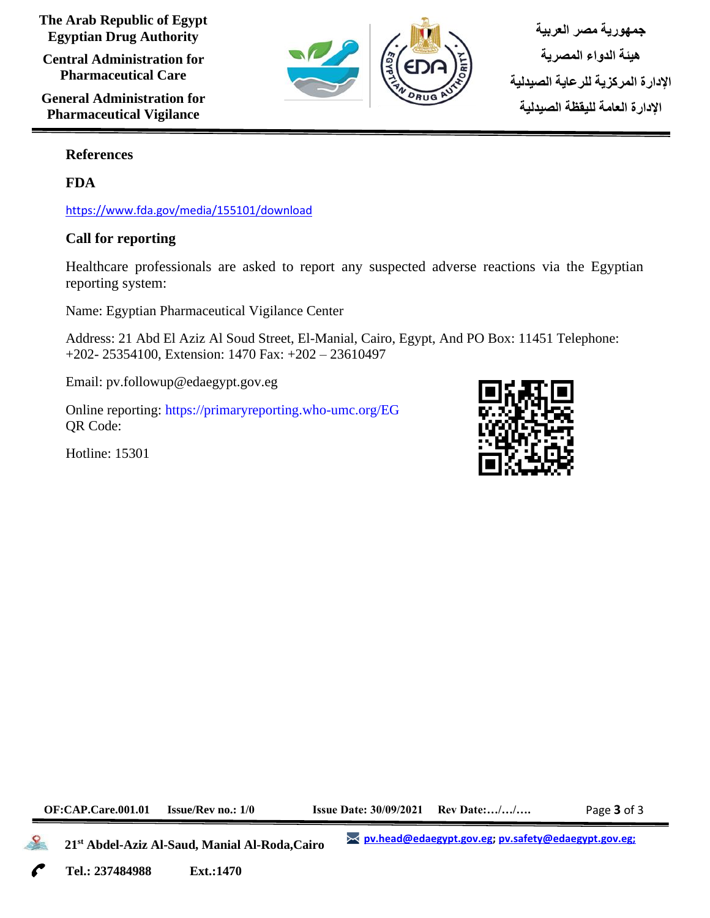**References**

**FDA**

https://www.fda.gov/media/155101/download

**Call for reporting**

Healthcare professionals are asked to report any suspected adverse reactions via the Egyptian reporting system:

Name: Egyptian Pharmaceutical Vigilance Center

Address: 21 Abd El Aziz Al Soud Street, El-Manial, Cairo, Egypt, And PO Box: 11451 Telephone: +202- 25354100, Extension: 1470 Fax: +202 – 23610497

Email: pv.followup@edaegypt.gov.eg

Online reporting: https://primaryreporting.who-umc.org/EG
QR Code:

Hotline: 15301